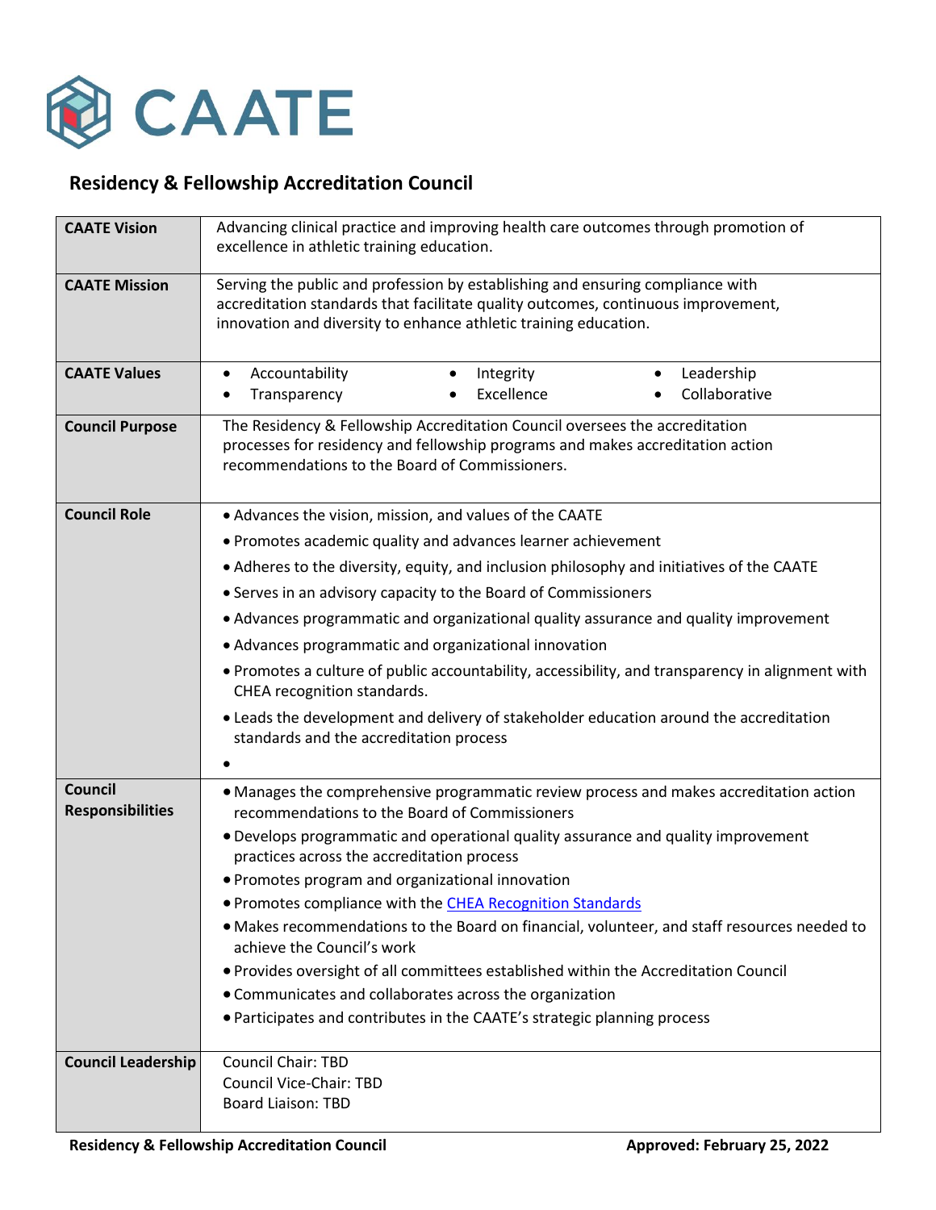# CAATE

## Residency & Fellowship Accreditation Council

| | |
|---|---|
| **CAATE Vision** | Advancing clinical practice and improving health care outcomes through promotion of excellence in athletic training education. |
| **CAATE Mission** | Serving the public and profession by establishing and ensuring compliance with accreditation standards that facilitate quality outcomes, continuous improvement, innovation and diversity to enhance athletic training education. |
| **CAATE Values** | • Accountability • Integrity • Leadership • Transparency • Excellence • Collaborative |
| **Council Purpose** | The Residency & Fellowship Accreditation Council oversees the accreditation processes for residency and fellowship programs and makes accreditation action recommendations to the Board of Commissioners. |
| **Council Role** | • Advances the vision, mission, and values of the CAATE<br>• Promotes academic quality and advances learner achievement<br>• Adheres to the diversity, equity, and inclusion philosophy and initiatives of the CAATE<br>• Serves in an advisory capacity to the Board of Commissioners<br>• Advances programmatic and organizational quality assurance and quality improvement<br>• Advances programmatic and organizational innovation<br>• Promotes a culture of public accountability, accessibility, and transparency in alignment with CHEA recognition standards.<br>• Leads the development and delivery of stakeholder education around the accreditation standards and the accreditation process<br>• |
| **Council Responsibilities** | • Manages the comprehensive programmatic review process and makes accreditation action recommendations to the Board of Commissioners<br>• Develops programmatic and operational quality assurance and quality improvement practices across the accreditation process<br>• Promotes program and organizational innovation<br>• Promotes compliance with the CHEA Recognition Standards<br>• Makes recommendations to the Board on financial, volunteer, and staff resources needed to achieve the Council's work<br>• Provides oversight of all committees established within the Accreditation Council<br>• Communicates and collaborates across the organization<br>• Participates and contributes in the CAATE's strategic planning process |
| **Council Leadership** | Council Chair: TBD<br>Council Vice-Chair: TBD<br>Board Liaison: TBD |

**Residency & Fellowship Accreditation Council** **Approved: February 25, 2022**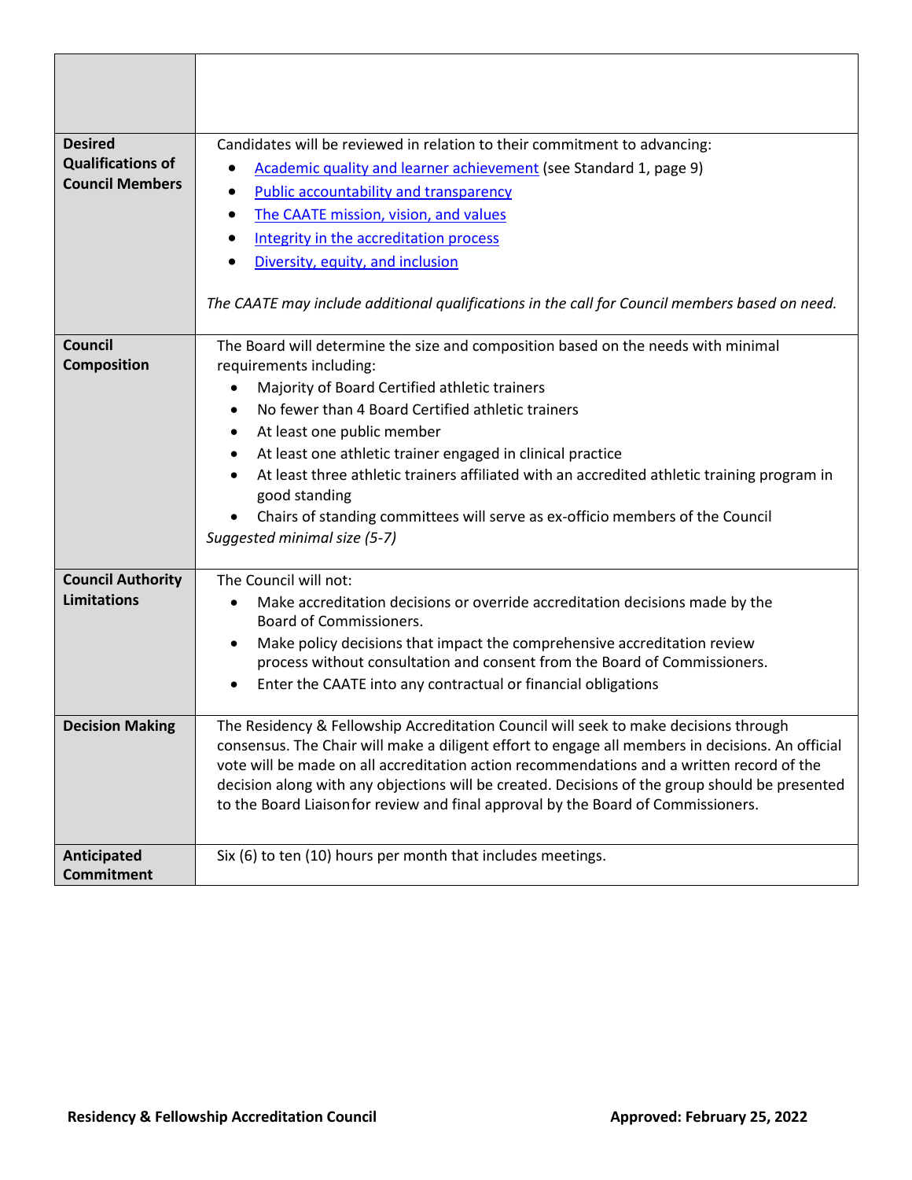| | |
|---|---|
| | |
| **Desired Qualifications of Council Members** | Candidates will be reviewed in relation to their commitment to advancing:<br>• Academic quality and learner achievement (see Standard 1, page 9)<br>• Public accountability and transparency<br>• The CAATE mission, vision, and values<br>• Integrity in the accreditation process<br>• Diversity, equity, and inclusion<br><br>*The CAATE may include additional qualifications in the call for Council members based on need.* |
| **Council Composition** | The Board will determine the size and composition based on the needs with minimal requirements including:<br>• Majority of Board Certified athletic trainers<br>• No fewer than 4 Board Certified athletic trainers<br>• At least one public member<br>• At least one athletic trainer engaged in clinical practice<br>• At least three athletic trainers affiliated with an accredited athletic training program in good standing<br>• Chairs of standing committees will serve as ex-officio members of the Council<br>*Suggested minimal size (5-7)* |
| **Council Authority Limitations** | The Council will not:<br>• Make accreditation decisions or override accreditation decisions made by the Board of Commissioners.<br>• Make policy decisions that impact the comprehensive accreditation review process without consultation and consent from the Board of Commissioners.<br>• Enter the CAATE into any contractual or financial obligations |
| **Decision Making** | The Residency & Fellowship Accreditation Council will seek to make decisions through consensus. The Chair will make a diligent effort to engage all members in decisions. An official vote will be made on all accreditation action recommendations and a written record of the decision along with any objections will be created. Decisions of the group should be presented to the Board Liaison for review and final approval by the Board of Commissioners. |
| **Anticipated Commitment** | Six (6) to ten (10) hours per month that includes meetings. |